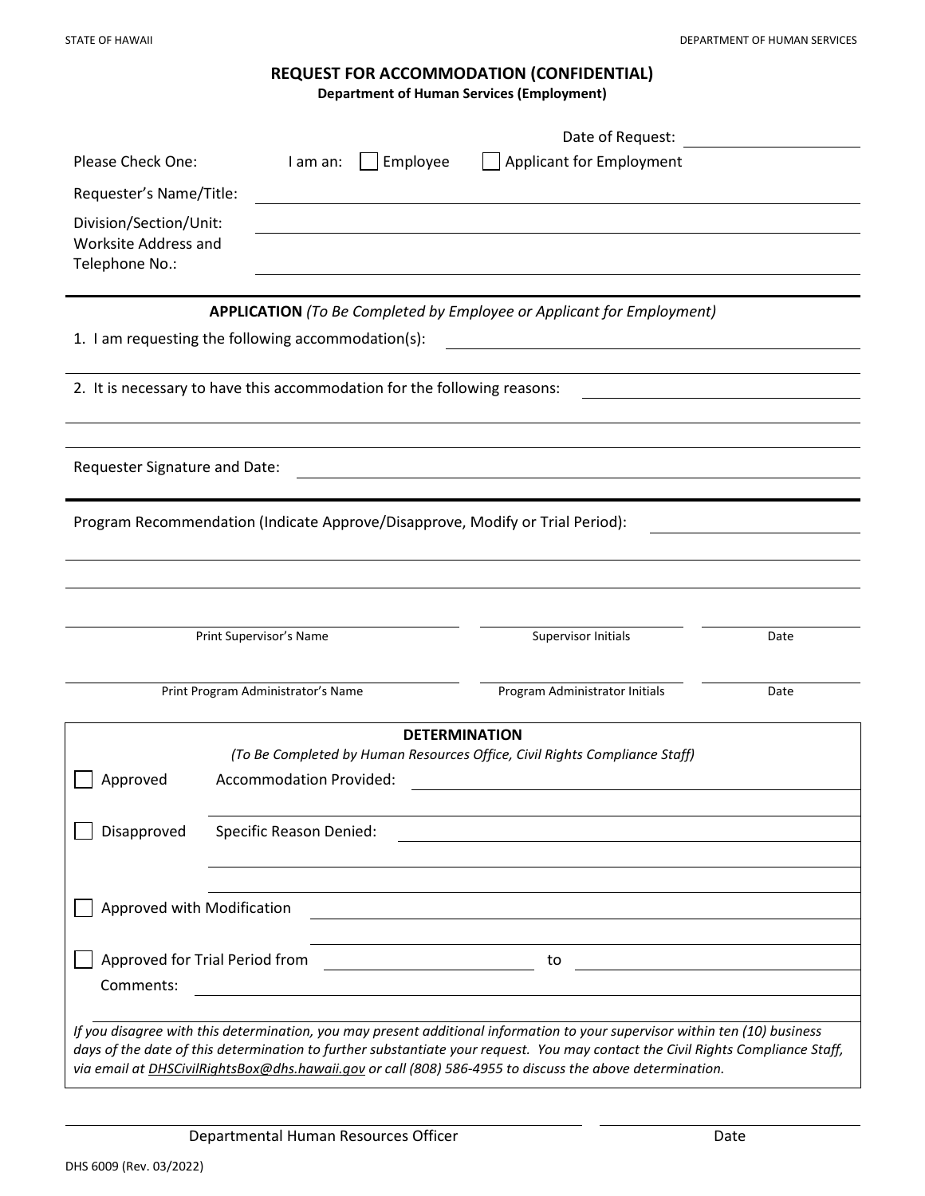STATE OF HAWAII DEPARTMENT OF HUMAN SERVICES

# REQUEST FOR ACCOMMODATION (CONFIDENTIAL)

**Department of Human Services (Employment)**

Date of Request: ____________________

Please Check One: I am an: ☐ Employee ☐ Applicant for Employment

Requester's Name/Title: ____________________

Division/Section/Unit: ____________________

Worksite Address and Telephone No.: ____________________

---

**APPLICATION** *(To Be Completed by Employee or Applicant for Employment)*

1. I am requesting the following accommodation(s): ____________________

2. It is necessary to have this accommodation for the following reasons: ____________________

Requester Signature and Date: ____________________

---

Program Recommendation (Indicate Approve/Disapprove, Modify or Trial Period): ____________________

| Print Supervisor's Name | Supervisor Initials | Date |
|---|---|---|
| Print Program Administrator's Name | Program Administrator Initials | Date |

---

**DETERMINATION**

*(To Be Completed by Human Resources Office, Civil Rights Compliance Staff)*

☐ Approved Accommodation Provided: ____________________

☐ Disapproved Specific Reason Denied: ____________________

☐ Approved with Modification ____________________

☐ Approved for Trial Period from ____________ to ____________

Comments: ____________________

*If you disagree with this determination, you may present additional information to your supervisor within ten (10) business days of the date of this determination to further substantiate your request. You may contact the Civil Rights Compliance Staff, via email at DHSCivilRightsBox@dhs.hawaii.gov or call (808) 586-4955 to discuss the above determination.*

| Departmental Human Resources Officer | Date |
|---|---|

DHS 6009 (Rev. 03/2022)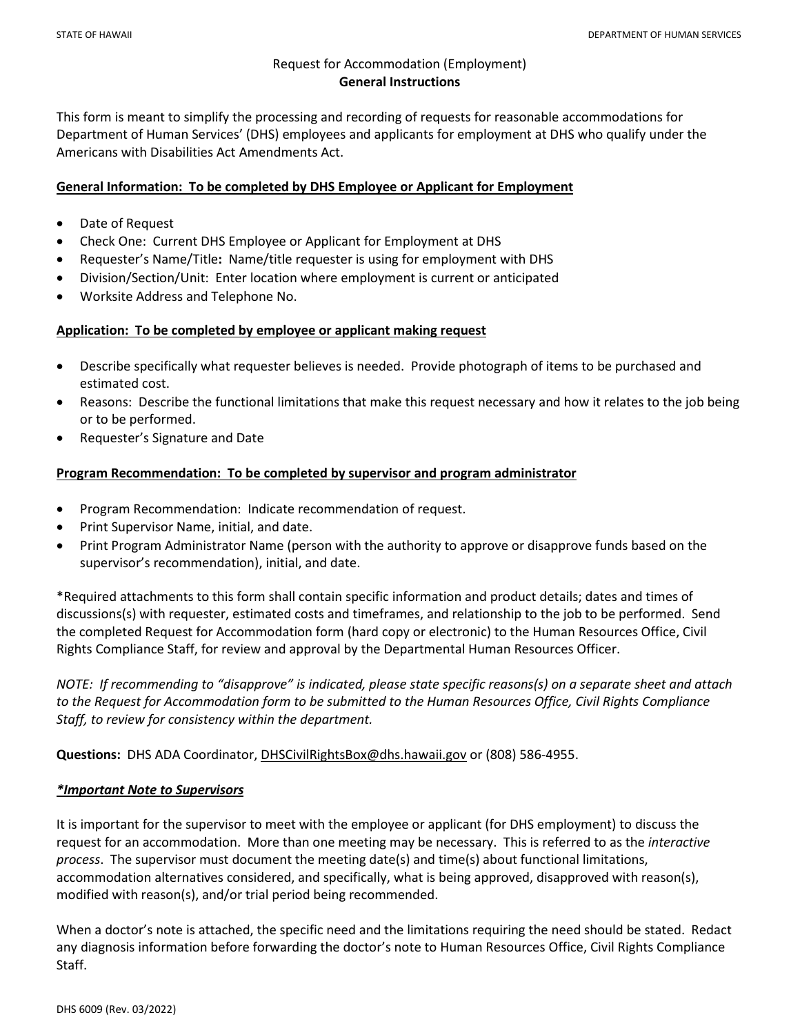# Request for Accommodation (Employment)

## General Instructions

This form is meant to simplify the processing and recording of requests for reasonable accommodations for Department of Human Services' (DHS) employees and applicants for employment at DHS who qualify under the Americans with Disabilities Act Amendments Act.

**General Information: To be completed by DHS Employee or Applicant for Employment**

- Date of Request
- Check One: Current DHS Employee or Applicant for Employment at DHS
- Requester's Name/Title**:** Name/title requester is using for employment with DHS
- Division/Section/Unit: Enter location where employment is current or anticipated
- Worksite Address and Telephone No.

**Application: To be completed by employee or applicant making request**

- Describe specifically what requester believes is needed. Provide photograph of items to be purchased and estimated cost.
- Reasons: Describe the functional limitations that make this request necessary and how it relates to the job being or to be performed.
- Requester's Signature and Date

**Program Recommendation: To be completed by supervisor and program administrator**

- Program Recommendation: Indicate recommendation of request.
- Print Supervisor Name, initial, and date.
- Print Program Administrator Name (person with the authority to approve or disapprove funds based on the supervisor's recommendation), initial, and date.

*Required attachments to this form shall contain specific information and product details; dates and times of discussions(s) with requester, estimated costs and timeframes, and relationship to the job to be performed. Send the completed Request for Accommodation form (hard copy or electronic) to the Human Resources Office, Civil Rights Compliance Staff, for review and approval by the Departmental Human Resources Officer.

*NOTE: If recommending to "disapprove" is indicated, please state specific reasons(s) on a separate sheet and attach to the Request for Accommodation form to be submitted to the Human Resources Office, Civil Rights Compliance Staff, to review for consistency within the department.*

**Questions:** DHS ADA Coordinator, DHSCivilRightsBox@dhs.hawaii.gov or (808) 586-4955.

***\*Important Note to Supervisors***

It is important for the supervisor to meet with the employee or applicant (for DHS employment) to discuss the request for an accommodation. More than one meeting may be necessary. This is referred to as the *interactive process*. The supervisor must document the meeting date(s) and time(s) about functional limitations, accommodation alternatives considered, and specifically, what is being approved, disapproved with reason(s), modified with reason(s), and/or trial period being recommended.

When a doctor's note is attached, the specific need and the limitations requiring the need should be stated. Redact any diagnosis information before forwarding the doctor's note to Human Resources Office, Civil Rights Compliance Staff.

DHS 6009 (Rev. 03/2022)